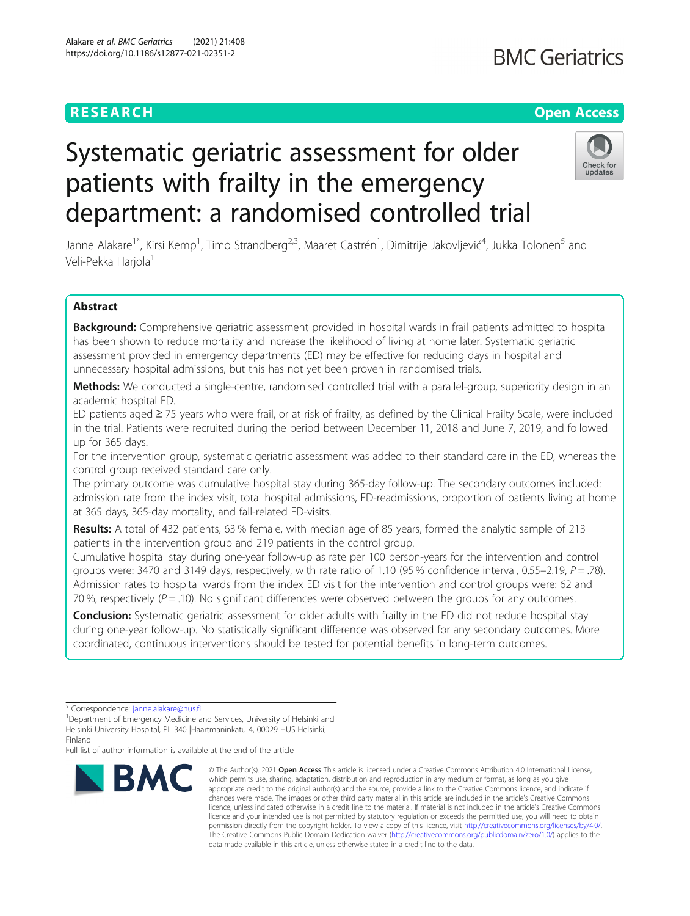**RESEARCH** **Open Access**

# Systematic geriatric assessment for older patients with frailty in the emergency department: a randomised controlled trial

Janne Alakare[1*], Kirsi Kemp[1], Timo Strandberg[2,3], Maaret Castrén[1], Dimitrije Jakovljević[4], Jukka Tolonen[5] and Veli-Pekka Harjola[1]

## Abstract

**Background:** Comprehensive geriatric assessment provided in hospital wards in frail patients admitted to hospital has been shown to reduce mortality and increase the likelihood of living at home later. Systematic geriatric assessment provided in emergency departments (ED) may be effective for reducing days in hospital and unnecessary hospital admissions, but this has not yet been proven in randomised trials.

**Methods:** We conducted a single-centre, randomised controlled trial with a parallel-group, superiority design in an academic hospital ED.

ED patients aged ≥ 75 years who were frail, or at risk of frailty, as defined by the Clinical Frailty Scale, were included in the trial. Patients were recruited during the period between December 11, 2018 and June 7, 2019, and followed up for 365 days.

For the intervention group, systematic geriatric assessment was added to their standard care in the ED, whereas the control group received standard care only.

The primary outcome was cumulative hospital stay during 365-day follow-up. The secondary outcomes included: admission rate from the index visit, total hospital admissions, ED-readmissions, proportion of patients living at home at 365 days, 365-day mortality, and fall-related ED-visits.

**Results:** A total of 432 patients, 63 % female, with median age of 85 years, formed the analytic sample of 213 patients in the intervention group and 219 patients in the control group.

Cumulative hospital stay during one-year follow-up as rate per 100 person-years for the intervention and control groups were: 3470 and 3149 days, respectively, with rate ratio of 1.10 (95 % confidence interval, 0.55–2.19, $P = .78$). Admission rates to hospital wards from the index ED visit for the intervention and control groups were: 62 and 70 %, respectively ($P = .10$). No significant differences were observed between the groups for any outcomes.

**Conclusion:** Systematic geriatric assessment for older adults with frailty in the ED did not reduce hospital stay during one-year follow-up. No statistically significant difference was observed for any secondary outcomes. More coordinated, continuous interventions should be tested for potential benefits in long-term outcomes.

---

\* Correspondence: janne.alakare@hus.fi

[1]Department of Emergency Medicine and Services, University of Helsinki and Helsinki University Hospital, PL 340 |Haartmaninkatu 4, 00029 HUS Helsinki, Finland

Full list of author information is available at the end of the article

© The Author(s). 2021 **Open Access** This article is licensed under a Creative Commons Attribution 4.0 International License, which permits use, sharing, adaptation, distribution and reproduction in any medium or format, as long as you give appropriate credit to the original author(s) and the source, provide a link to the Creative Commons licence, and indicate if changes were made. The images or other third party material in this article are included in the article's Creative Commons licence, unless indicated otherwise in a credit line to the material. If material is not included in the article's Creative Commons licence and your intended use is not permitted by statutory regulation or exceeds the permitted use, you will need to obtain permission directly from the copyright holder. To view a copy of this licence, visit http://creativecommons.org/licenses/by/4.0/. The Creative Commons Public Domain Dedication waiver (http://creativecommons.org/publicdomain/zero/1.0/) applies to the data made available in this article, unless otherwise stated in a credit line to the data.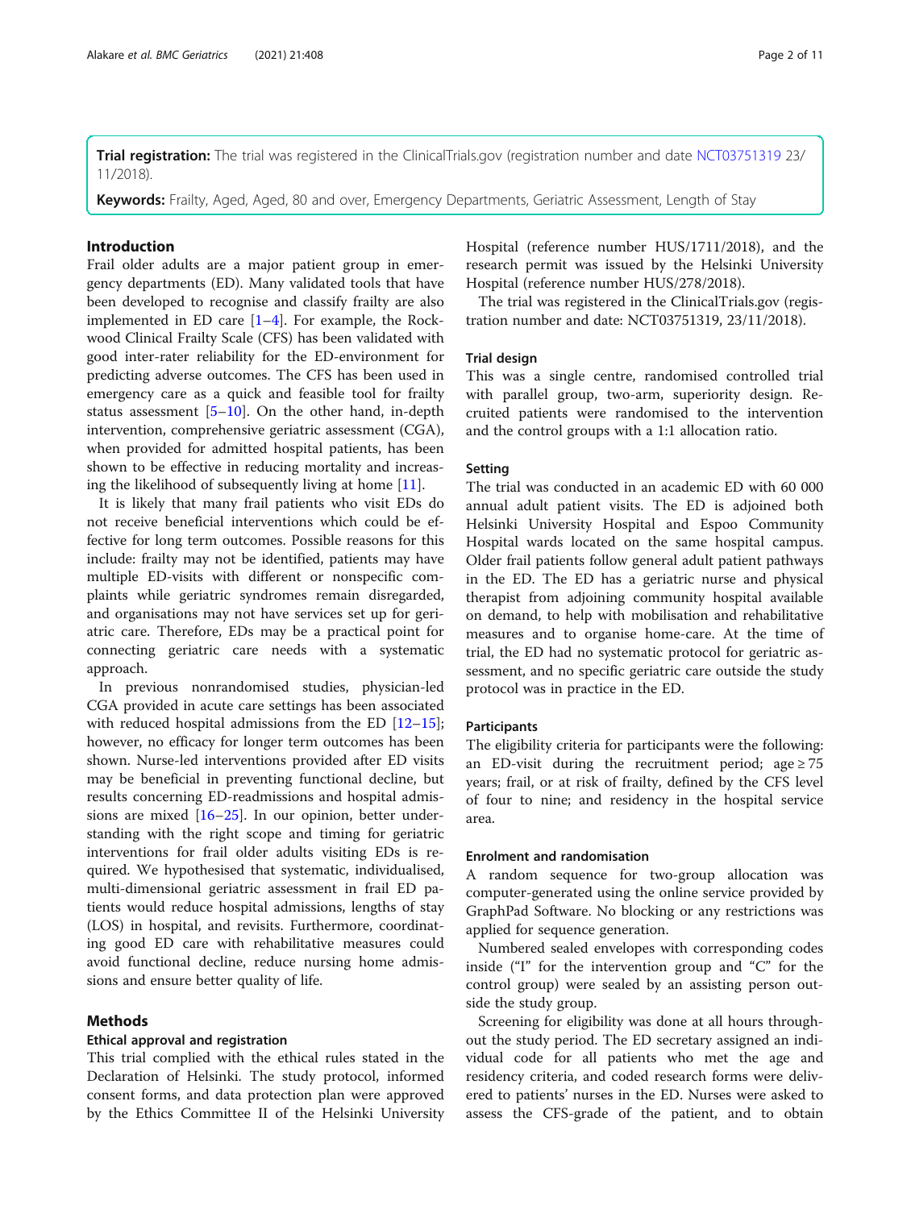**Trial registration:** The trial was registered in the ClinicalTrials.gov (registration number and date NCT03751319 23/11/2018).

**Keywords:** Frailty, Aged, Aged, 80 and over, Emergency Departments, Geriatric Assessment, Length of Stay

## Introduction

Frail older adults are a major patient group in emergency departments (ED). Many validated tools that have been developed to recognise and classify frailty are also implemented in ED care [1–4]. For example, the Rockwood Clinical Frailty Scale (CFS) has been validated with good inter-rater reliability for the ED-environment for predicting adverse outcomes. The CFS has been used in emergency care as a quick and feasible tool for frailty status assessment [5–10]. On the other hand, in-depth intervention, comprehensive geriatric assessment (CGA), when provided for admitted hospital patients, has been shown to be effective in reducing mortality and increasing the likelihood of subsequently living at home [11].

It is likely that many frail patients who visit EDs do not receive beneficial interventions which could be effective for long term outcomes. Possible reasons for this include: frailty may not be identified, patients may have multiple ED-visits with different or nonspecific complaints while geriatric syndromes remain disregarded, and organisations may not have services set up for geriatric care. Therefore, EDs may be a practical point for connecting geriatric care needs with a systematic approach.

In previous nonrandomised studies, physician-led CGA provided in acute care settings has been associated with reduced hospital admissions from the ED [12–15]; however, no efficacy for longer term outcomes has been shown. Nurse-led interventions provided after ED visits may be beneficial in preventing functional decline, but results concerning ED-readmissions and hospital admissions are mixed [16–25]. In our opinion, better understanding with the right scope and timing for geriatric interventions for frail older adults visiting EDs is required. We hypothesised that systematic, individualised, multi-dimensional geriatric assessment in frail ED patients would reduce hospital admissions, lengths of stay (LOS) in hospital, and revisits. Furthermore, coordinating good ED care with rehabilitative measures could avoid functional decline, reduce nursing home admissions and ensure better quality of life.

## Methods

### Ethical approval and registration

This trial complied with the ethical rules stated in the Declaration of Helsinki. The study protocol, informed consent forms, and data protection plan were approved by the Ethics Committee II of the Helsinki University Hospital (reference number HUS/1711/2018), and the research permit was issued by the Helsinki University Hospital (reference number HUS/278/2018).

The trial was registered in the ClinicalTrials.gov (registration number and date: NCT03751319, 23/11/2018).

### Trial design

This was a single centre, randomised controlled trial with parallel group, two-arm, superiority design. Recruited patients were randomised to the intervention and the control groups with a 1:1 allocation ratio.

### Setting

The trial was conducted in an academic ED with 60 000 annual adult patient visits. The ED is adjoined both Helsinki University Hospital and Espoo Community Hospital wards located on the same hospital campus. Older frail patients follow general adult patient pathways in the ED. The ED has a geriatric nurse and physical therapist from adjoining community hospital available on demand, to help with mobilisation and rehabilitative measures and to organise home-care. At the time of trial, the ED had no systematic protocol for geriatric assessment, and no specific geriatric care outside the study protocol was in practice in the ED.

### Participants

The eligibility criteria for participants were the following: an ED-visit during the recruitment period; age ≥ 75 years; frail, or at risk of frailty, defined by the CFS level of four to nine; and residency in the hospital service area.

### Enrolment and randomisation

A random sequence for two-group allocation was computer-generated using the online service provided by GraphPad Software. No blocking or any restrictions was applied for sequence generation.

Numbered sealed envelopes with corresponding codes inside ("I" for the intervention group and "C" for the control group) were sealed by an assisting person outside the study group.

Screening for eligibility was done at all hours throughout the study period. The ED secretary assigned an individual code for all patients who met the age and residency criteria, and coded research forms were delivered to patients' nurses in the ED. Nurses were asked to assess the CFS-grade of the patient, and to obtain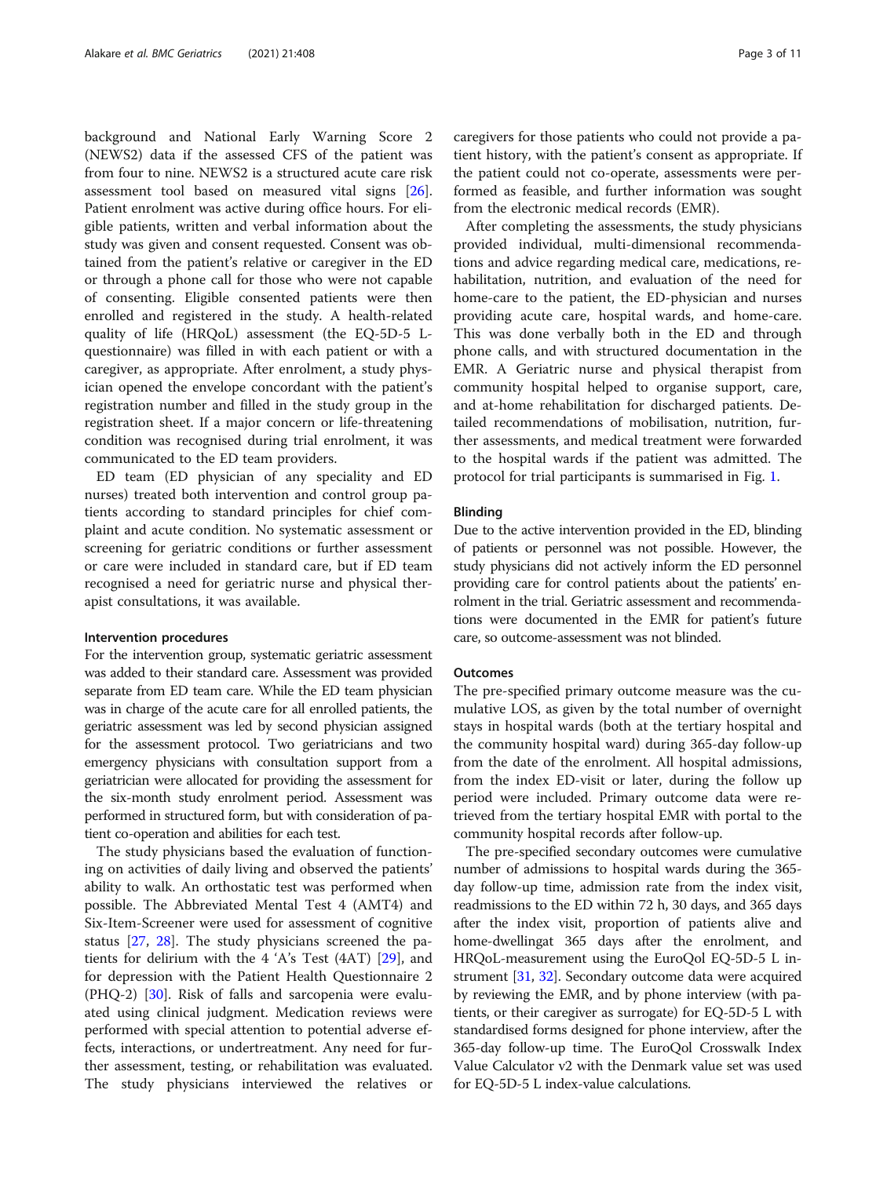background and National Early Warning Score 2 (NEWS2) data if the assessed CFS of the patient was from four to nine. NEWS2 is a structured acute care risk assessment tool based on measured vital signs [26]. Patient enrolment was active during office hours. For eligible patients, written and verbal information about the study was given and consent requested. Consent was obtained from the patient's relative or caregiver in the ED or through a phone call for those who were not capable of consenting. Eligible consented patients were then enrolled and registered in the study. A health-related quality of life (HRQoL) assessment (the EQ-5D-5 L-questionnaire) was filled in with each patient or with a caregiver, as appropriate. After enrolment, a study physician opened the envelope concordant with the patient's registration number and filled in the study group in the registration sheet. If a major concern or life-threatening condition was recognised during trial enrolment, it was communicated to the ED team providers.

ED team (ED physician of any speciality and ED nurses) treated both intervention and control group patients according to standard principles for chief complaint and acute condition. No systematic assessment or screening for geriatric conditions or further assessment or care were included in standard care, but if ED team recognised a need for geriatric nurse and physical therapist consultations, it was available.

#### Intervention procedures

For the intervention group, systematic geriatric assessment was added to their standard care. Assessment was provided separate from ED team care. While the ED team physician was in charge of the acute care for all enrolled patients, the geriatric assessment was led by second physician assigned for the assessment protocol. Two geriatricians and two emergency physicians with consultation support from a geriatrician were allocated for providing the assessment for the six-month study enrolment period. Assessment was performed in structured form, but with consideration of patient co-operation and abilities for each test.

The study physicians based the evaluation of functioning on activities of daily living and observed the patients' ability to walk. An orthostatic test was performed when possible. The Abbreviated Mental Test 4 (AMT4) and Six-Item-Screener were used for assessment of cognitive status [27, 28]. The study physicians screened the patients for delirium with the 4 'A's Test (4AT) [29], and for depression with the Patient Health Questionnaire 2 (PHQ-2) [30]. Risk of falls and sarcopenia were evaluated using clinical judgment. Medication reviews were performed with special attention to potential adverse effects, interactions, or undertreatment. Any need for further assessment, testing, or rehabilitation was evaluated. The study physicians interviewed the relatives or caregivers for those patients who could not provide a patient history, with the patient's consent as appropriate. If the patient could not co-operate, assessments were performed as feasible, and further information was sought from the electronic medical records (EMR).

After completing the assessments, the study physicians provided individual, multi-dimensional recommendations and advice regarding medical care, medications, rehabilitation, nutrition, and evaluation of the need for home-care to the patient, the ED-physician and nurses providing acute care, hospital wards, and home-care. This was done verbally both in the ED and through phone calls, and with structured documentation in the EMR. A Geriatric nurse and physical therapist from community hospital helped to organise support, care, and at-home rehabilitation for discharged patients. Detailed recommendations of mobilisation, nutrition, further assessments, and medical treatment were forwarded to the hospital wards if the patient was admitted. The protocol for trial participants is summarised in Fig. 1.

#### Blinding

Due to the active intervention provided in the ED, blinding of patients or personnel was not possible. However, the study physicians did not actively inform the ED personnel providing care for control patients about the patients' enrolment in the trial. Geriatric assessment and recommendations were documented in the EMR for patient's future care, so outcome-assessment was not blinded.

#### Outcomes

The pre-specified primary outcome measure was the cumulative LOS, as given by the total number of overnight stays in hospital wards (both at the tertiary hospital and the community hospital ward) during 365-day follow-up from the date of the enrolment. All hospital admissions, from the index ED-visit or later, during the follow up period were included. Primary outcome data were retrieved from the tertiary hospital EMR with portal to the community hospital records after follow-up.

The pre-specified secondary outcomes were cumulative number of admissions to hospital wards during the 365-day follow-up time, admission rate from the index visit, readmissions to the ED within 72 h, 30 days, and 365 days after the index visit, proportion of patients alive and home-dwellingat 365 days after the enrolment, and HRQoL-measurement using the EuroQol EQ-5D-5 L instrument [31, 32]. Secondary outcome data were acquired by reviewing the EMR, and by phone interview (with patients, or their caregiver as surrogate) for EQ-5D-5 L with standardised forms designed for phone interview, after the 365-day follow-up time. The EuroQol Crosswalk Index Value Calculator v2 with the Denmark value set was used for EQ-5D-5 L index-value calculations.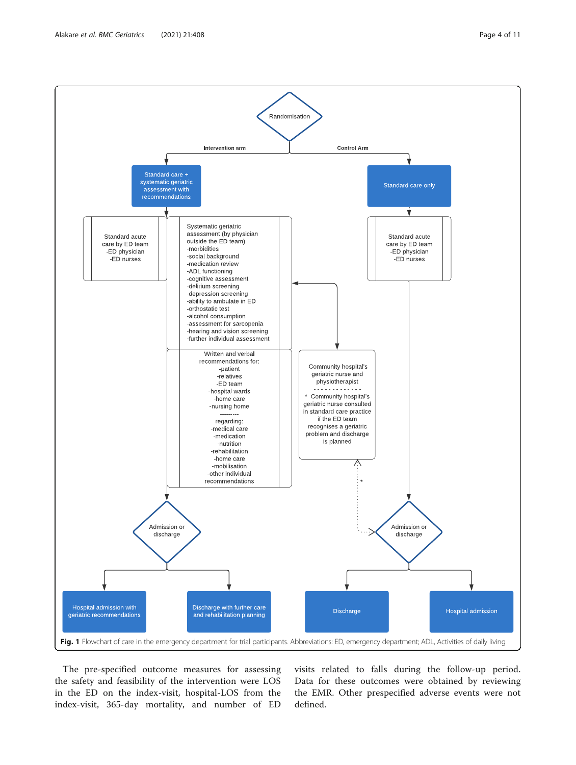Randomisation

**Intervention arm**

Standard care + systematic geriatric assessment with recommendations

Standard acute care by ED team
- ED physician
- ED nurses

Systematic geriatric assessment (by physician outside the ED team)
- morbidities
- social background
- medication review
- ADL functioning
- cognitive assessment
- delirium screening
- depression screening
- ability to ambulate in ED
- orthostatic test
- alcohol consumption
- assessment for sarcopenia
- hearing and vision screening
- further individual assessment

Written and verbal recommendations for:
- patient
- relatives
- ED team
- hospital wards
- home care
- nursing home

regarding:
- medical care
- medication
- nutrition
- rehabilitation
- home care
- mobilisation
- other individual recommendations

Community hospital's geriatric nurse and physiotherapist

\* Community hospital's geriatric nurse consulted in standard care practice if the ED team recognises a geriatric problem and discharge is planned

Admission or discharge
- Hospital admission with geriatric recommendations
- Discharge with further care and rehabilitation planning

**Control Arm**

Standard care only

Standard acute care by ED team
- ED physician
- ED nurses

Admission or discharge
- Discharge
- Hospital admission

**Fig. 1** Flowchart of care in the emergency department for trial participants. Abbreviations: ED, emergency department; ADL, Activities of daily living

The pre-specified outcome measures for assessing the safety and feasibility of the intervention were LOS in the ED on the index-visit, hospital-LOS from the index-visit, 365-day mortality, and number of ED visits related to falls during the follow-up period. Data for these outcomes were obtained by reviewing the EMR. Other prespecified adverse events were not defined.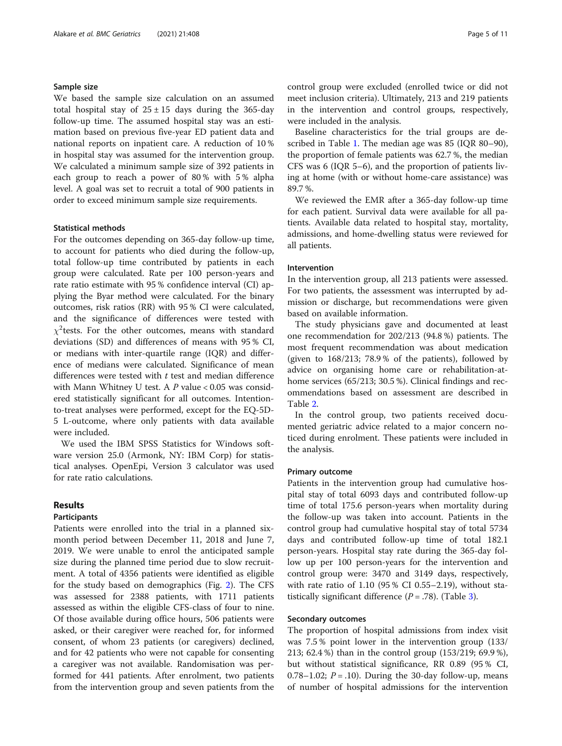### Sample size

We based the sample size calculation on an assumed total hospital stay of 25 ± 15 days during the 365-day follow-up time. The assumed hospital stay was an estimation based on previous five-year ED patient data and national reports on inpatient care. A reduction of 10 % in hospital stay was assumed for the intervention group. We calculated a minimum sample size of 392 patients in each group to reach a power of 80 % with 5 % alpha level. A goal was set to recruit a total of 900 patients in order to exceed minimum sample size requirements.

### Statistical methods

For the outcomes depending on 365-day follow-up time, to account for patients who died during the follow-up, total follow-up time contributed by patients in each group were calculated. Rate per 100 person-years and rate ratio estimate with 95 % confidence interval (CI) applying the Byar method were calculated. For the binary outcomes, risk ratios (RR) with 95 % CI were calculated, and the significance of differences were tested with $\chi^2$tests. For the other outcomes, means with standard deviations (SD) and differences of means with 95 % CI, or medians with inter-quartile range (IQR) and difference of medians were calculated. Significance of mean differences were tested with *t* test and median difference with Mann Whitney U test. A *P* value < 0.05 was considered statistically significant for all outcomes. Intention-to-treat analyses were performed, except for the EQ-5D-5 L-outcome, where only patients with data available were included.

We used the IBM SPSS Statistics for Windows software version 25.0 (Armonk, NY: IBM Corp) for statistical analyses. OpenEpi, Version 3 calculator was used for rate ratio calculations.

## Results

### Participants

Patients were enrolled into the trial in a planned six-month period between December 11, 2018 and June 7, 2019. We were unable to enrol the anticipated sample size during the planned time period due to slow recruitment. A total of 4356 patients were identified as eligible for the study based on demographics (Fig. 2). The CFS was assessed for 2388 patients, with 1711 patients assessed as within the eligible CFS-class of four to nine. Of those available during office hours, 506 patients were asked, or their caregiver were reached for, for informed consent, of whom 23 patients (or caregivers) declined, and for 42 patients who were not capable for consenting a caregiver was not available. Randomisation was performed for 441 patients. After enrolment, two patients from the intervention group and seven patients from the control group were excluded (enrolled twice or did not meet inclusion criteria). Ultimately, 213 and 219 patients in the intervention and control groups, respectively, were included in the analysis.

Baseline characteristics for the trial groups are described in Table 1. The median age was 85 (IQR 80–90), the proportion of female patients was 62.7 %, the median CFS was 6 (IQR 5–6), and the proportion of patients living at home (with or without home-care assistance) was 89.7 %.

We reviewed the EMR after a 365-day follow-up time for each patient. Survival data were available for all patients. Available data related to hospital stay, mortality, admissions, and home-dwelling status were reviewed for all patients.

### Intervention

In the intervention group, all 213 patients were assessed. For two patients, the assessment was interrupted by admission or discharge, but recommendations were given based on available information.

The study physicians gave and documented at least one recommendation for 202/213 (94.8 %) patients. The most frequent recommendation was about medication (given to 168/213; 78.9 % of the patients), followed by advice on organising home care or rehabilitation-at-home services (65/213; 30.5 %). Clinical findings and recommendations based on assessment are described in Table 2.

In the control group, two patients received documented geriatric advice related to a major concern noticed during enrolment. These patients were included in the analysis.

### Primary outcome

Patients in the intervention group had cumulative hospital stay of total 6093 days and contributed follow-up time of total 175.6 person-years when mortality during the follow-up was taken into account. Patients in the control group had cumulative hospital stay of total 5734 days and contributed follow-up time of total 182.1 person-years. Hospital stay rate during the 365-day follow up per 100 person-years for the intervention and control group were: 3470 and 3149 days, respectively, with rate ratio of 1.10 (95 % CI 0.55–2.19), without statistically significant difference (*P* = .78). (Table 3).

### Secondary outcomes

The proportion of hospital admissions from index visit was 7.5 % point lower in the intervention group (133/213; 62.4 %) than in the control group (153/219; 69.9 %), but without statistical significance, RR 0.89 (95 % CI, 0.78–1.02; *P* = .10). During the 30-day follow-up, means of number of hospital admissions for the intervention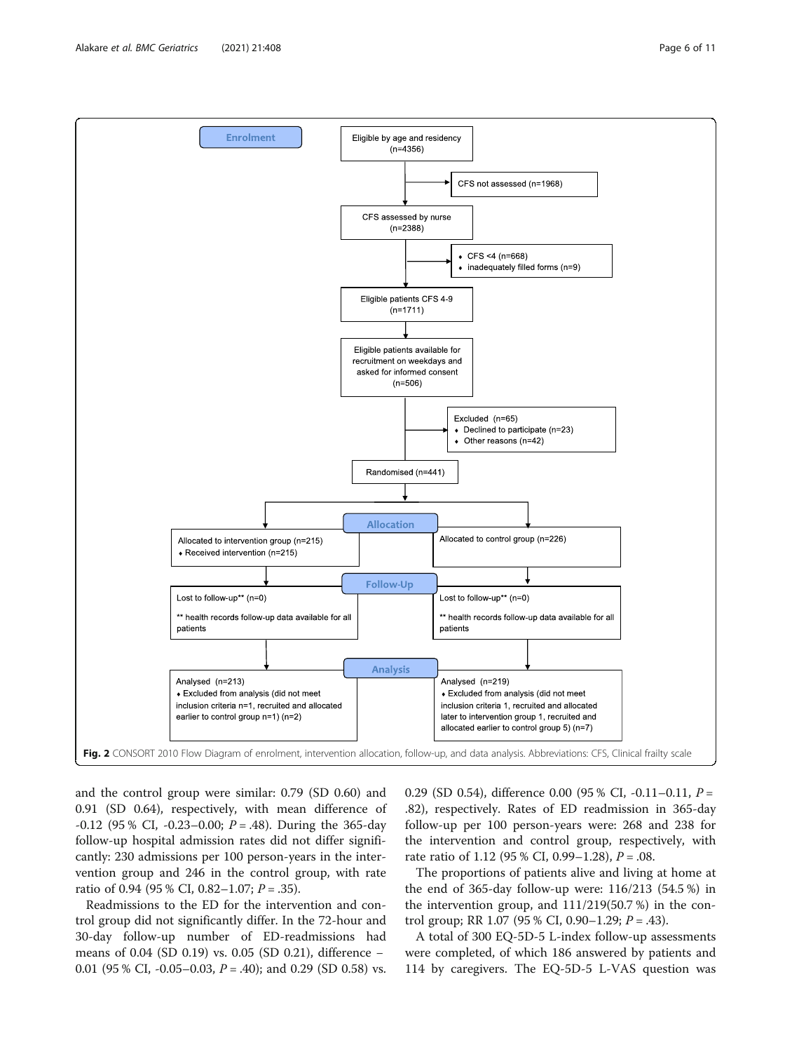Enrolment

Eligible by age and residency (n=4356)

CFS not assessed (n=1968)

CFS assessed by nurse (n=2388)

- CFS <4 (n=668)
- inadequately filled forms (n=9)

Eligible patients CFS 4-9 (n=1711)

Eligible patients available for recruitment on weekdays and asked for informed consent (n=506)

Excluded (n=65)
- Declined to participate (n=23)
- Other reasons (n=42)

Randomised (n=441)

Allocation

Allocated to intervention group (n=215)
- Received intervention (n=215)

Allocated to control group (n=226)

Follow-Up

Lost to follow-up** (n=0)

** health records follow-up data available for all patients

Lost to follow-up** (n=0)

** health records follow-up data available for all patients

Analysis

Analysed (n=213)
- Excluded from analysis (did not meet inclusion criteria n=1, recruited and allocated earlier to control group n=1) (n=2)

Analysed (n=219)
- Excluded from analysis (did not meet inclusion criteria 1, recruited and allocated later to intervention group 1, recruited and allocated earlier to control group 5) (n=7)

**Fig. 2** CONSORT 2010 Flow Diagram of enrolment, intervention allocation, follow-up, and data analysis. Abbreviations: CFS, Clinical frailty scale

and the control group were similar: 0.79 (SD 0.60) and 0.91 (SD 0.64), respectively, with mean difference of -0.12 (95 % CI, -0.23–0.00; *P* = .48). During the 365-day follow-up hospital admission rates did not differ significantly: 230 admissions per 100 person-years in the intervention group and 246 in the control group, with rate ratio of 0.94 (95 % CI, 0.82–1.07; *P* = .35).

Readmissions to the ED for the intervention and control group did not significantly differ. In the 72-hour and 30-day follow-up number of ED-readmissions had means of 0.04 (SD 0.19) vs. 0.05 (SD 0.21), difference − 0.01 (95 % CI, -0.05–0.03, *P* = .40); and 0.29 (SD 0.58) vs. 0.29 (SD 0.54), difference 0.00 (95 % CI, -0.11–0.11, *P* = .82), respectively. Rates of ED readmission in 365-day follow-up per 100 person-years were: 268 and 238 for the intervention and control group, respectively, with rate ratio of 1.12 (95 % CI, 0.99–1.28), *P* = .08.

The proportions of patients alive and living at home at the end of 365-day follow-up were: 116/213 (54.5 %) in the intervention group, and 111/219(50.7 %) in the control group; RR 1.07 (95 % CI, 0.90–1.29; *P* = .43).

A total of 300 EQ-5D-5 L-index follow-up assessments were completed, of which 186 answered by patients and 114 by caregivers. The EQ-5D-5 L-VAS question was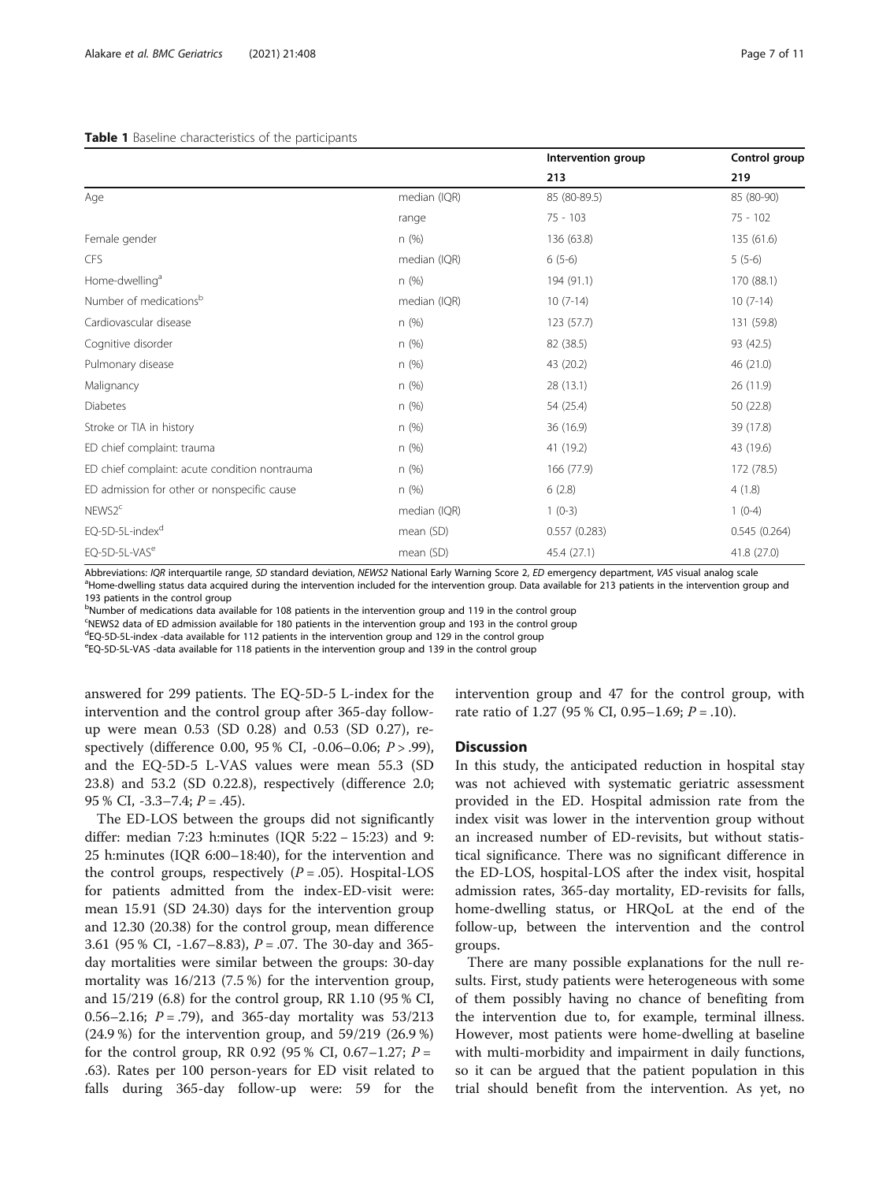**Table 1** Baseline characteristics of the participants

| | | Intervention group | Control group |
|---|---|---|---|
| | | 213 | 219 |
| Age | median (IQR) | 85 (80-89.5) | 85 (80-90) |
| | range | 75 - 103 | 75 - 102 |
| Female gender | n (%) | 136 (63.8) | 135 (61.6) |
| CFS | median (IQR) | 6 (5-6) | 5 (5-6) |
| Home-dwelling[a] | n (%) | 194 (91.1) | 170 (88.1) |
| Number of medications[b] | median (IQR) | 10 (7-14) | 10 (7-14) |
| Cardiovascular disease | n (%) | 123 (57.7) | 131 (59.8) |
| Cognitive disorder | n (%) | 82 (38.5) | 93 (42.5) |
| Pulmonary disease | n (%) | 43 (20.2) | 46 (21.0) |
| Malignancy | n (%) | 28 (13.1) | 26 (11.9) |
| Diabetes | n (%) | 54 (25.4) | 50 (22.8) |
| Stroke or TIA in history | n (%) | 36 (16.9) | 39 (17.8) |
| ED chief complaint: trauma | n (%) | 41 (19.2) | 43 (19.6) |
| ED chief complaint: acute condition nontrauma | n (%) | 166 (77.9) | 172 (78.5) |
| ED admission for other or nonspecific cause | n (%) | 6 (2.8) | 4 (1.8) |
| NEWS2[c] | median (IQR) | 1 (0-3) | 1 (0-4) |
| EQ-5D-5L-index[d] | mean (SD) | 0.557 (0.283) | 0.545 (0.264) |
| EQ-5D-5L-VAS[e] | mean (SD) | 45.4 (27.1) | 41.8 (27.0) |

Abbreviations: *IQR* interquartile range, *SD* standard deviation, *NEWS2* National Early Warning Score 2, *ED* emergency department, *VAS* visual analog scale
[a]Home-dwelling status data acquired during the intervention included for the intervention group. Data available for 213 patients in the intervention group and 193 patients in the control group
[b]Number of medications data available for 108 patients in the intervention group and 119 in the control group
[c]NEWS2 data of ED admission available for 180 patients in the intervention group and 193 in the control group
[d]EQ-5D-5L-index -data available for 112 patients in the intervention group and 129 in the control group
[e]EQ-5D-5L-VAS -data available for 118 patients in the intervention group and 139 in the control group

answered for 299 patients. The EQ-5D-5 L-index for the intervention and the control group after 365-day follow-up were mean 0.53 (SD 0.28) and 0.53 (SD 0.27), respectively (difference 0.00, 95 % CI, -0.06–0.06; $P > .99$), and the EQ-5D-5 L-VAS values were mean 55.3 (SD 23.8) and 53.2 (SD 0.22.8), respectively (difference 2.0; 95 % CI, -3.3–7.4; $P = .45$).

The ED-LOS between the groups did not significantly differ: median 7:23 h:minutes (IQR 5:22 – 15:23) and 9:25 h:minutes (IQR 6:00–18:40), for the intervention and the control groups, respectively ($P = .05$). Hospital-LOS for patients admitted from the index-ED-visit were: mean 15.91 (SD 24.30) days for the intervention group and 12.30 (20.38) for the control group, mean difference 3.61 (95 % CI, -1.67–8.83), $P = .07$. The 30-day and 365-day mortalities were similar between the groups: 30-day mortality was 16/213 (7.5 %) for the intervention group, and 15/219 (6.8) for the control group, RR 1.10 (95 % CI, 0.56–2.16; $P = .79$), and 365-day mortality was 53/213 (24.9 %) for the intervention group, and 59/219 (26.9 %) for the control group, RR 0.92 (95 % CI, 0.67–1.27; $P = .63$). Rates per 100 person-years for ED visit related to falls during 365-day follow-up were: 59 for the intervention group and 47 for the control group, with rate ratio of 1.27 (95 % CI, 0.95–1.69; $P = .10$).

## Discussion

In this study, the anticipated reduction in hospital stay was not achieved with systematic geriatric assessment provided in the ED. Hospital admission rate from the index visit was lower in the intervention group without an increased number of ED-revisits, but without statistical significance. There was no significant difference in the ED-LOS, hospital-LOS after the index visit, hospital admission rates, 365-day mortality, ED-revisits for falls, home-dwelling status, or HRQoL at the end of the follow-up, between the intervention and the control groups.

There are many possible explanations for the null results. First, study patients were heterogeneous with some of them possibly having no chance of benefiting from the intervention due to, for example, terminal illness. However, most patients were home-dwelling at baseline with multi-morbidity and impairment in daily functions, so it can be argued that the patient population in this trial should benefit from the intervention. As yet, no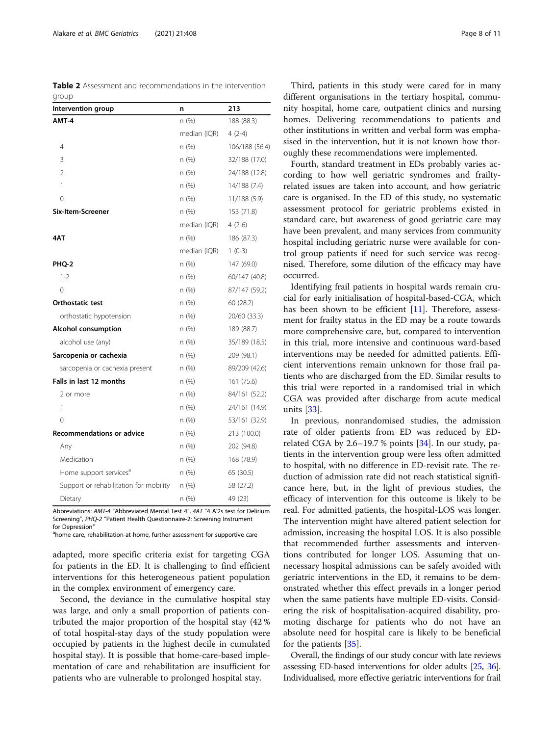**Table 2** Assessment and recommendations in the intervention group

| Intervention group | n | 213 |
|---|---|---|
| **AMT-4** | n (%) | 188 (88.3) |
| | median (IQR) | 4 (2-4) |
| 4 | n (%) | 106/188 (56.4) |
| 3 | n (%) | 32/188 (17.0) |
| 2 | n (%) | 24/188 (12.8) |
| 1 | n (%) | 14/188 (7.4) |
| 0 | n (%) | 11/188 (5.9) |
| **Six-Item-Screener** | n (%) | 153 (71.8) |
| | median (IQR) | 4 (2-6) |
| **4AT** | n (%) | 186 (87.3) |
| | median (IQR) | 1 (0-3) |
| **PHQ-2** | n (%) | 147 (69.0) |
| 1-2 | n (%) | 60/147 (40.8) |
| 0 | n (%) | 87/147 (59.2) |
| **Orthostatic test** | n (%) | 60 (28.2) |
| orthostatic hypotension | n (%) | 20/60 (33.3) |
| **Alcohol consumption** | n (%) | 189 (88.7) |
| alcohol use (any) | n (%) | 35/189 (18.5) |
| **Sarcopenia or cachexia** | n (%) | 209 (98.1) |
| sarcopenia or cachexia present | n (%) | 89/209 (42.6) |
| **Falls in last 12 months** | n (%) | 161 (75.6) |
| 2 or more | n (%) | 84/161 (52.2) |
| 1 | n (%) | 24/161 (14.9) |
| 0 | n (%) | 53/161 (32.9) |
| **Recommendations or advice** | n (%) | 213 (100.0) |
| Any | n (%) | 202 (94.8) |
| Medication | n (%) | 168 (78.9) |
| Home support services[a] | n (%) | 65 (30.5) |
| Support or rehabilitation for mobility | n (%) | 58 (27.2) |
| Dietary | n (%) | 49 (23) |

Abbreviations: *AMT-4* "Abbreviated Mental Test 4", *4AT* "4 A'2s test for Delirium Screening", *PHQ-2* "Patient Health Questionnaire-2: Screening Instrument for Depression"

[a]home care, rehabilitation-at-home, further assessment for supportive care

adapted, more specific criteria exist for targeting CGA for patients in the ED. It is challenging to find efficient interventions for this heterogeneous patient population in the complex environment of emergency care.

Second, the deviance in the cumulative hospital stay was large, and only a small proportion of patients contributed the major proportion of the hospital stay (42 % of total hospital-stay days of the study population were occupied by patients in the highest decile in cumulated hospital stay). It is possible that home-care-based implementation of care and rehabilitation are insufficient for patients who are vulnerable to prolonged hospital stay.

Third, patients in this study were cared for in many different organisations in the tertiary hospital, community hospital, home care, outpatient clinics and nursing homes. Delivering recommendations to patients and other institutions in written and verbal form was emphasised in the intervention, but it is not known how thoroughly these recommendations were implemented.

Fourth, standard treatment in EDs probably varies according to how well geriatric syndromes and frailty-related issues are taken into account, and how geriatric care is organised. In the ED of this study, no systematic assessment protocol for geriatric problems existed in standard care, but awareness of good geriatric care may have been prevalent, and many services from community hospital including geriatric nurse were available for control group patients if need for such service was recognised. Therefore, some dilution of the efficacy may have occurred.

Identifying frail patients in hospital wards remain crucial for early initialisation of hospital-based-CGA, which has been shown to be efficient [11]. Therefore, assessment for frailty status in the ED may be a route towards more comprehensive care, but, compared to intervention in this trial, more intensive and continuous ward-based interventions may be needed for admitted patients. Efficient interventions remain unknown for those frail patients who are discharged from the ED. Similar results to this trial were reported in a randomised trial in which CGA was provided after discharge from acute medical units [33].

In previous, nonrandomised studies, the admission rate of older patients from ED was reduced by ED-related CGA by 2.6–19.7 % points [34]. In our study, patients in the intervention group were less often admitted to hospital, with no difference in ED-revisit rate. The reduction of admission rate did not reach statistical significance here, but, in the light of previous studies, the efficacy of intervention for this outcome is likely to be real. For admitted patients, the hospital-LOS was longer. The intervention might have altered patient selection for admission, increasing the hospital LOS. It is also possible that recommended further assessments and interventions contributed for longer LOS. Assuming that unnecessary hospital admissions can be safely avoided with geriatric interventions in the ED, it remains to be demonstrated whether this effect prevails in a longer period when the same patients have multiple ED-visits. Considering the risk of hospitalisation-acquired disability, promoting discharge for patients who do not have an absolute need for hospital care is likely to be beneficial for the patients [35].

Overall, the findings of our study concur with late reviews assessing ED-based interventions for older adults [25, 36]. Individualised, more effective geriatric interventions for frail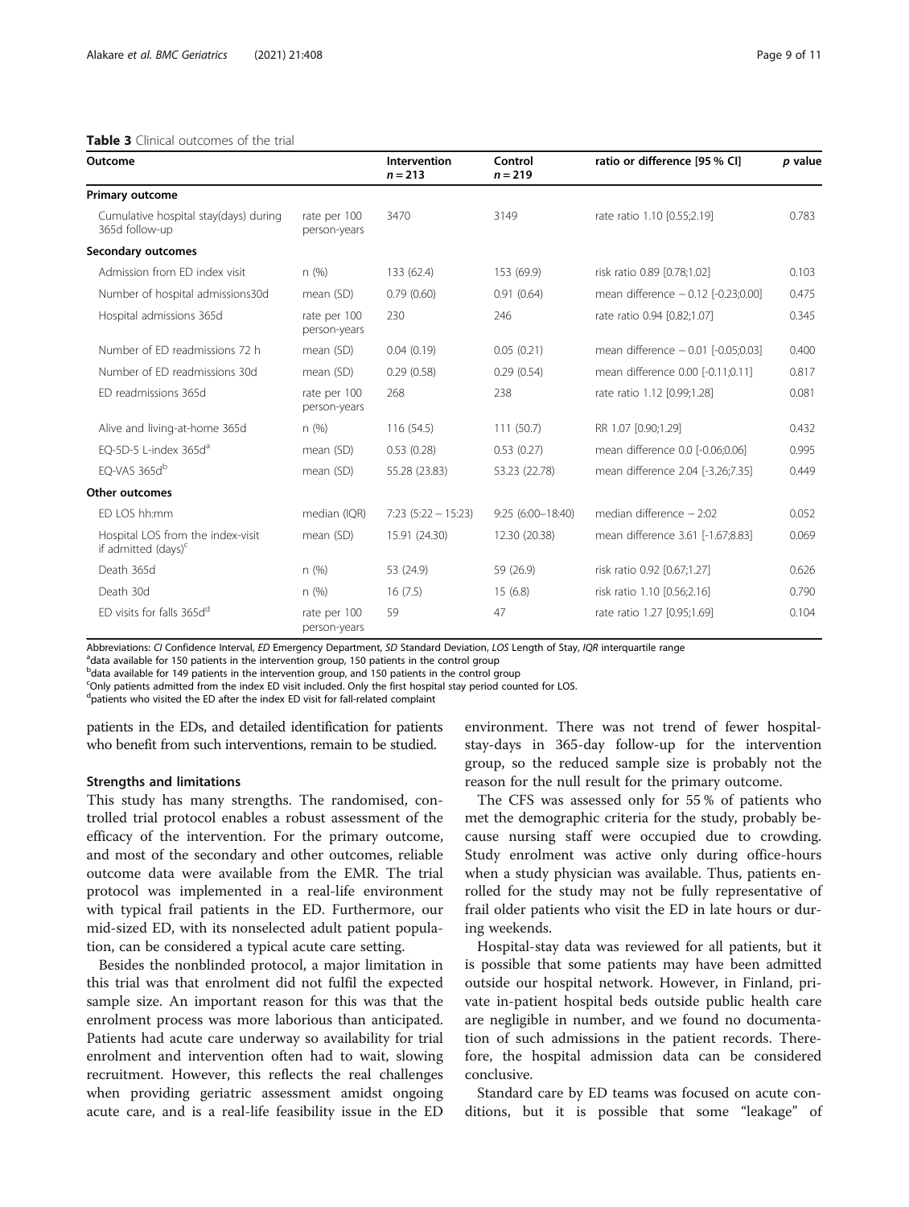**Table 3** Clinical outcomes of the trial

| Outcome | | Intervention $n = 213$ | Control $n = 219$ | ratio or difference [95 % CI] | *p* value |
|---|---|---|---|---|---|
| **Primary outcome** | | | | | |
| Cumulative hospital stay(days) during 365d follow-up | rate per 100 person-years | 3470 | 3149 | rate ratio 1.10 [0.55;2.19] | 0.783 |
| **Secondary outcomes** | | | | | |
| Admission from ED index visit | n (%) | 133 (62.4) | 153 (69.9) | risk ratio 0.89 [0.78;1.02] | 0.103 |
| Number of hospital admissions30d | mean (SD) | 0.79 (0.60) | 0.91 (0.64) | mean difference − 0.12 [-0.23;0.00] | 0.475 |
| Hospital admissions 365d | rate per 100 person-years | 230 | 246 | rate ratio 0.94 [0.82;1.07] | 0.345 |
| Number of ED readmissions 72 h | mean (SD) | 0.04 (0.19) | 0.05 (0.21) | mean difference − 0.01 [-0.05;0.03] | 0.400 |
| Number of ED readmissions 30d | mean (SD) | 0.29 (0.58) | 0.29 (0.54) | mean difference 0.00 [-0.11;0.11] | 0.817 |
| ED readmissions 365d | rate per 100 person-years | 268 | 238 | rate ratio 1.12 [0.99;1.28] | 0.081 |
| Alive and living-at-home 365d | n (%) | 116 (54.5) | 111 (50.7) | RR 1.07 [0.90;1.29] | 0.432 |
| EQ-5D-5 L-index 365d[a] | mean (SD) | 0.53 (0.28) | 0.53 (0.27) | mean difference 0.0 [-0.06;0.06] | 0.995 |
| EQ-VAS 365d[b] | mean (SD) | 55.28 (23.83) | 53.23 (22.78) | mean difference 2.04 [-3.26;7.35] | 0.449 |
| **Other outcomes** | | | | | |
| ED LOS hh:mm | median (IQR) | 7:23 (5:22 – 15:23) | 9:25 (6:00–18:40) | median difference − 2:02 | 0.052 |
| Hospital LOS from the index-visit if admitted (days)[c] | mean (SD) | 15.91 (24.30) | 12.30 (20.38) | mean difference 3.61 [-1.67;8.83] | 0.069 |
| Death 365d | n (%) | 53 (24.9) | 59 (26.9) | risk ratio 0.92 [0.67;1.27] | 0.626 |
| Death 30d | n (%) | 16 (7.5) | 15 (6.8) | risk ratio 1.10 [0.56;2.16] | 0.790 |
| ED visits for falls 365d[d] | rate per 100 person-years | 59 | 47 | rate ratio 1.27 [0.95;1.69] | 0.104 |

Abbreviations: *CI* Confidence Interval, *ED* Emergency Department, *SD* Standard Deviation, *LOS* Length of Stay, *IQR* interquartile range

[a]data available for 150 patients in the intervention group, 150 patients in the control group

[b]data available for 149 patients in the intervention group, and 150 patients in the control group

[c]Only patients admitted from the index ED visit included. Only the first hospital stay period counted for LOS.

[d]patients who visited the ED after the index ED visit for fall-related complaint

patients in the EDs, and detailed identification for patients who benefit from such interventions, remain to be studied.

### Strengths and limitations

This study has many strengths. The randomised, controlled trial protocol enables a robust assessment of the efficacy of the intervention. For the primary outcome, and most of the secondary and other outcomes, reliable outcome data were available from the EMR. The trial protocol was implemented in a real-life environment with typical frail patients in the ED. Furthermore, our mid-sized ED, with its nonselected adult patient population, can be considered a typical acute care setting.

Besides the nonblinded protocol, a major limitation in this trial was that enrolment did not fulfil the expected sample size. An important reason for this was that the enrolment process was more laborious than anticipated. Patients had acute care underway so availability for trial enrolment and intervention often had to wait, slowing recruitment. However, this reflects the real challenges when providing geriatric assessment amidst ongoing acute care, and is a real-life feasibility issue in the ED environment. There was not trend of fewer hospital-stay-days in 365-day follow-up for the intervention group, so the reduced sample size is probably not the reason for the null result for the primary outcome.

The CFS was assessed only for 55 % of patients who met the demographic criteria for the study, probably because nursing staff were occupied due to crowding. Study enrolment was active only during office-hours when a study physician was available. Thus, patients enrolled for the study may not be fully representative of frail older patients who visit the ED in late hours or during weekends.

Hospital-stay data was reviewed for all patients, but it is possible that some patients may have been admitted outside our hospital network. However, in Finland, private in-patient hospital beds outside public health care are negligible in number, and we found no documentation of such admissions in the patient records. Therefore, the hospital admission data can be considered conclusive.

Standard care by ED teams was focused on acute conditions, but it is possible that some "leakage" of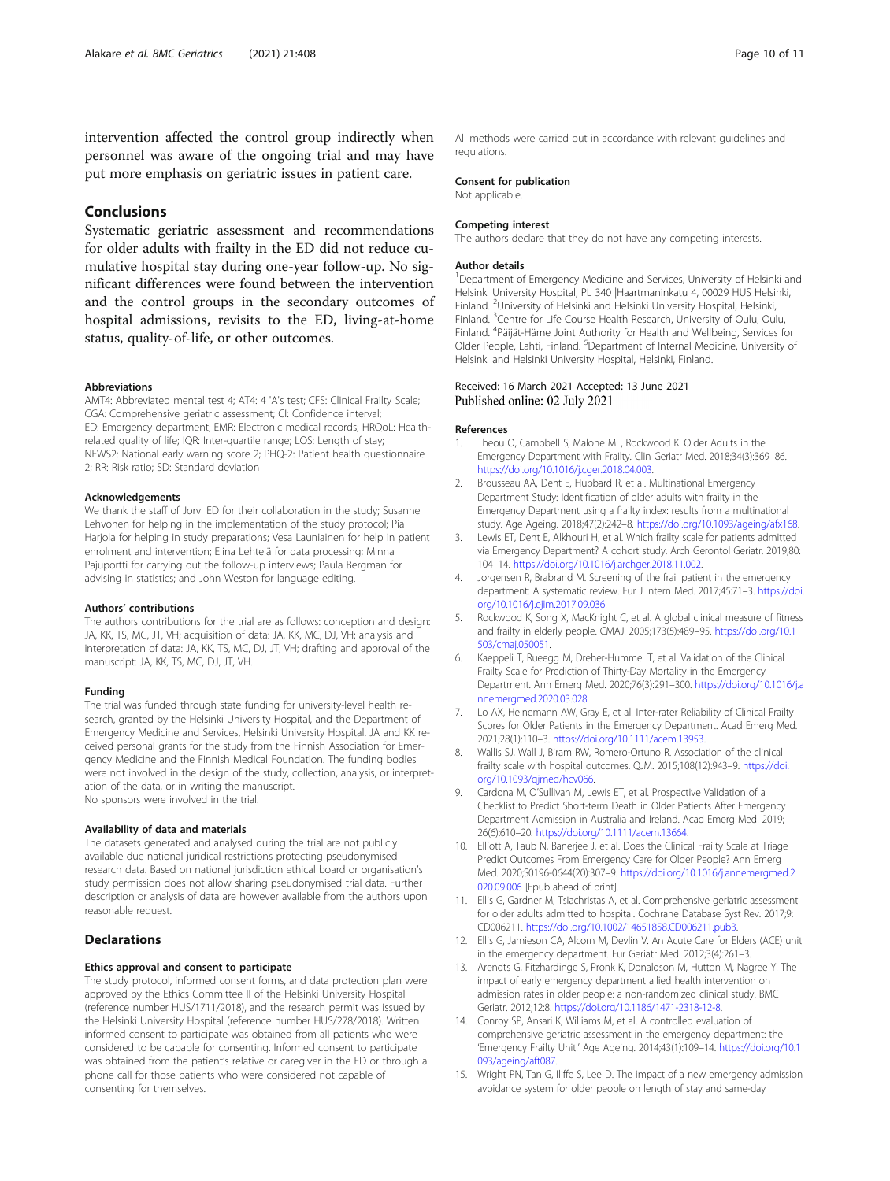intervention affected the control group indirectly when personnel was aware of the ongoing trial and may have put more emphasis on geriatric issues in patient care.

## Conclusions

Systematic geriatric assessment and recommendations for older adults with frailty in the ED did not reduce cumulative hospital stay during one-year follow-up. No significant differences were found between the intervention and the control groups in the secondary outcomes of hospital admissions, revisits to the ED, living-at-home status, quality-of-life, or other outcomes.

#### Abbreviations

AMT4: Abbreviated mental test 4; AT4: 4 'A's test; CFS: Clinical Frailty Scale; CGA: Comprehensive geriatric assessment; CI: Confidence interval; ED: Emergency department; EMR: Electronic medical records; HRQoL: Health-related quality of life; IQR: Inter-quartile range; LOS: Length of stay; NEWS2: National early warning score 2; PHQ-2: Patient health questionnaire 2; RR: Risk ratio; SD: Standard deviation

#### Acknowledgements

We thank the staff of Jorvi ED for their collaboration in the study; Susanne Lehvonen for helping in the implementation of the study protocol; Pia Harjola for helping in study preparations; Vesa Launiainen for help in patient enrolment and intervention; Elina Lehtelä for data processing; Minna Pajuportti for carrying out the follow-up interviews; Paula Bergman for advising in statistics; and John Weston for language editing.

#### Authors' contributions

The authors contributions for the trial are as follows: conception and design: JA, KK, TS, MC, JT, VH; acquisition of data: JA, KK, MC, DJ, VH; analysis and interpretation of data: JA, KK, TS, MC, DJ, JT, VH; drafting and approval of the manuscript: JA, KK, TS, MC, DJ, JT, VH.

#### Funding

The trial was funded through state funding for university-level health research, granted by the Helsinki University Hospital, and the Department of Emergency Medicine and Services, Helsinki University Hospital. JA and KK received personal grants for the study from the Finnish Association for Emergency Medicine and the Finnish Medical Foundation. The funding bodies were not involved in the design of the study, collection, analysis, or interpretation of the data, or in writing the manuscript.
No sponsors were involved in the trial.

#### Availability of data and materials

The datasets generated and analysed during the trial are not publicly available due national juridical restrictions protecting pseudonymised research data. Based on national jurisdiction ethical board or organisation's study permission does not allow sharing pseudonymised trial data. Further description or analysis of data are however available from the authors upon reasonable request.

## Declarations

#### Ethics approval and consent to participate

The study protocol, informed consent forms, and data protection plan were approved by the Ethics Committee II of the Helsinki University Hospital (reference number HUS/1711/2018), and the research permit was issued by the Helsinki University Hospital (reference number HUS/278/2018). Written informed consent to participate was obtained from all patients who were considered to be capable for consenting. Informed consent to participate was obtained from the patient's relative or caregiver in the ED or through a phone call for those patients who were considered not capable of consenting for themselves.

All methods were carried out in accordance with relevant guidelines and regulations.

#### Consent for publication

Not applicable.

#### Competing interest

The authors declare that they do not have any competing interests.

#### Author details

[1]Department of Emergency Medicine and Services, University of Helsinki and Helsinki University Hospital, PL 340 |Haartmaninkatu 4, 00029 HUS Helsinki, Finland. [2]University of Helsinki and Helsinki University Hospital, Helsinki, Finland. [3]Centre for Life Course Health Research, University of Oulu, Oulu, Finland. [4]Päijät-Häme Joint Authority for Health and Wellbeing, Services for Older People, Lahti, Finland. [5]Department of Internal Medicine, University of Helsinki and Helsinki University Hospital, Helsinki, Finland.

Received: 16 March 2021 Accepted: 13 June 2021
Published online: 02 July 2021

#### References

1. Theou O, Campbell S, Malone ML, Rockwood K. Older Adults in the Emergency Department with Frailty. Clin Geriatr Med. 2018;34(3):369–86. https://doi.org/10.1016/j.cger.2018.04.003.
2. Brousseau AA, Dent E, Hubbard R, et al. Multinational Emergency Department Study: Identification of older adults with frailty in the Emergency Department using a frailty index: results from a multinational study. Age Ageing. 2018;47(2):242–8. https://doi.org/10.1093/ageing/afx168.
3. Lewis ET, Dent E, Alkhouri H, et al. Which frailty scale for patients admitted via Emergency Department? A cohort study. Arch Gerontol Geriatr. 2019;80:104–14. https://doi.org/10.1016/j.archger.2018.11.002.
4. Jorgensen R, Brabrand M. Screening of the frail patient in the emergency department: A systematic review. Eur J Intern Med. 2017;45:71–3. https://doi.org/10.1016/j.ejim.2017.09.036.
5. Rockwood K, Song X, MacKnight C, et al. A global clinical measure of fitness and frailty in elderly people. CMAJ. 2005;173(5):489–95. https://doi.org/10.1503/cmaj.050051.
6. Kaeppeli T, Rueegg M, Dreher-Hummel T, et al. Validation of the Clinical Frailty Scale for Prediction of Thirty-Day Mortality in the Emergency Department. Ann Emerg Med. 2020;76(3):291–300. https://doi.org/10.1016/j.annemergmed.2020.03.028.
7. Lo AX, Heinemann AW, Gray E, et al. Inter-rater Reliability of Clinical Frailty Scores for Older Patients in the Emergency Department. Acad Emerg Med. 2021;28(1):110–3. https://doi.org/10.1111/acem.13953.
8. Wallis SJ, Wall J, Biram RW, Romero-Ortuno R. Association of the clinical frailty scale with hospital outcomes. QJM. 2015;108(12):943–9. https://doi.org/10.1093/qjmed/hcv066.
9. Cardona M, O'Sullivan M, Lewis ET, et al. Prospective Validation of a Checklist to Predict Short-term Death in Older Patients After Emergency Department Admission in Australia and Ireland. Acad Emerg Med. 2019;26(6):610–20. https://doi.org/10.1111/acem.13664.
10. Elliott A, Taub N, Banerjee J, et al. Does the Clinical Frailty Scale at Triage Predict Outcomes From Emergency Care for Older People? Ann Emerg Med. 2020;S0196-0644(20):307–9. https://doi.org/10.1016/j.annemergmed.2020.09.006 [Epub ahead of print].
11. Ellis G, Gardner M, Tsiachristas A, et al. Comprehensive geriatric assessment for older adults admitted to hospital. Cochrane Database Syst Rev. 2017;9:CD006211. https://doi.org/10.1002/14651858.CD006211.pub3.
12. Ellis G, Jamieson CA, Alcorn M, Devlin V. An Acute Care for Elders (ACE) unit in the emergency department. Eur Geriatr Med. 2012;3(4):261–3.
13. Arendts G, Fitzhardinge S, Pronk K, Donaldson M, Hutton M, Nagree Y. The impact of early emergency department allied health intervention on admission rates in older people: a non-randomized clinical study. BMC Geriatr. 2012;12:8. https://doi.org/10.1186/1471-2318-12-8.
14. Conroy SP, Ansari K, Williams M, et al. A controlled evaluation of comprehensive geriatric assessment in the emergency department: the 'Emergency Frailty Unit.' Age Ageing. 2014;43(1):109–14. https://doi.org/10.1093/ageing/aft087.
15. Wright PN, Tan G, Iliffe S, Lee D. The impact of a new emergency admission avoidance system for older people on length of stay and same-day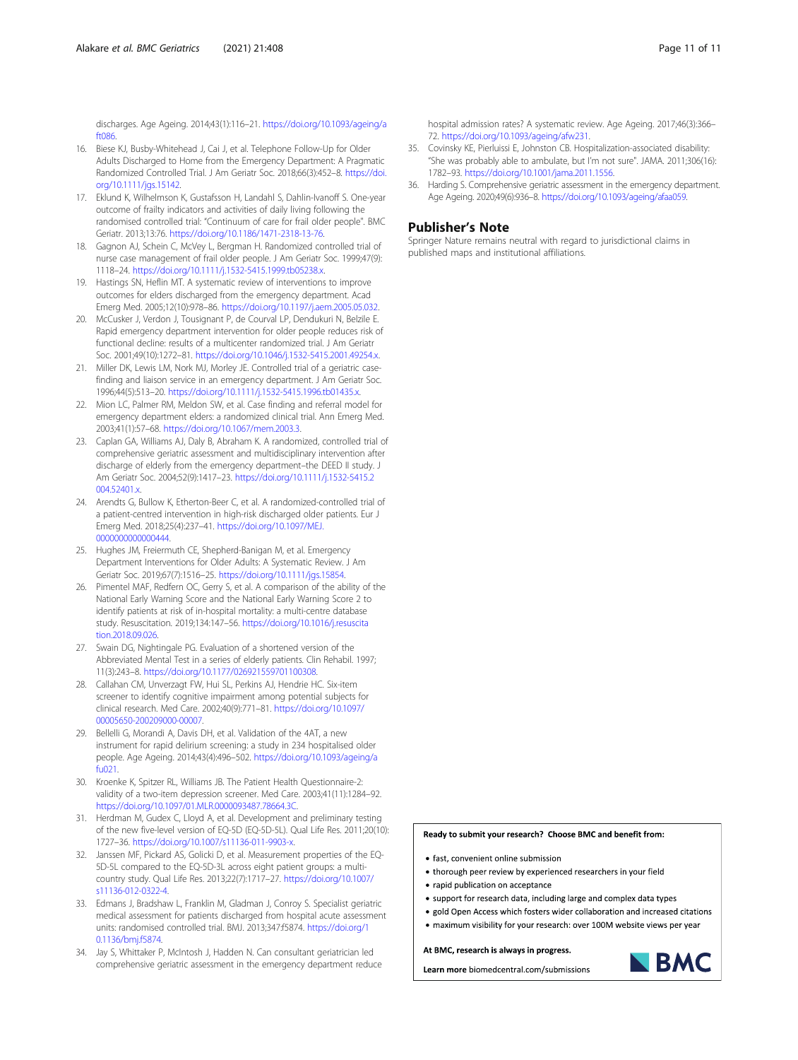discharges. Age Ageing. 2014;43(1):116–21. https://doi.org/10.1093/ageing/aft086.

16. Biese KJ, Busby-Whitehead J, Cai J, et al. Telephone Follow-Up for Older Adults Discharged to Home from the Emergency Department: A Pragmatic Randomized Controlled Trial. J Am Geriatr Soc. 2018;66(3):452–8. https://doi.org/10.1111/jgs.15142.
17. Eklund K, Wilhelmson K, Gustafsson H, Landahl S, Dahlin-Ivanoff S. One-year outcome of frailty indicators and activities of daily living following the randomised controlled trial: "Continuum of care for frail older people". BMC Geriatr. 2013;13:76. https://doi.org/10.1186/1471-2318-13-76.
18. Gagnon AJ, Schein C, McVey L, Bergman H. Randomized controlled trial of nurse case management of frail older people. J Am Geriatr Soc. 1999;47(9):1118–24. https://doi.org/10.1111/j.1532-5415.1999.tb05238.x.
19. Hastings SN, Heflin MT. A systematic review of interventions to improve outcomes for elders discharged from the emergency department. Acad Emerg Med. 2005;12(10):978–86. https://doi.org/10.1197/j.aem.2005.05.032.
20. McCusker J, Verdon J, Tousignant P, de Courval LP, Dendukuri N, Belzile E. Rapid emergency department intervention for older people reduces risk of functional decline: results of a multicenter randomized trial. J Am Geriatr Soc. 2001;49(10):1272–81. https://doi.org/10.1046/j.1532-5415.2001.49254.x.
21. Miller DK, Lewis LM, Nork MJ, Morley JE. Controlled trial of a geriatric case-finding and liaison service in an emergency department. J Am Geriatr Soc. 1996;44(5):513–20. https://doi.org/10.1111/j.1532-5415.1996.tb01435.x.
22. Mion LC, Palmer RM, Meldon SW, et al. Case finding and referral model for emergency department elders: a randomized clinical trial. Ann Emerg Med. 2003;41(1):57–68. https://doi.org/10.1067/mem.2003.3.
23. Caplan GA, Williams AJ, Daly B, Abraham K. A randomized, controlled trial of comprehensive geriatric assessment and multidisciplinary intervention after discharge of elderly from the emergency department–the DEED II study. J Am Geriatr Soc. 2004;52(9):1417–23. https://doi.org/10.1111/j.1532-5415.2004.52401.x.
24. Arendts G, Bullow K, Etherton-Beer C, et al. A randomized-controlled trial of a patient-centred intervention in high-risk discharged older patients. Eur J Emerg Med. 2018;25(4):237–41. https://doi.org/10.1097/MEJ.0000000000000444.
25. Hughes JM, Freiermuth CE, Shepherd-Banigan M, et al. Emergency Department Interventions for Older Adults: A Systematic Review. J Am Geriatr Soc. 2019;67(7):1516–25. https://doi.org/10.1111/jgs.15854.
26. Pimentel MAF, Redfern OC, Gerry S, et al. A comparison of the ability of the National Early Warning Score and the National Early Warning Score 2 to identify patients at risk of in-hospital mortality: a multi-centre database study. Resuscitation. 2019;134:147–56. https://doi.org/10.1016/j.resuscitation.2018.09.026.
27. Swain DG, Nightingale PG. Evaluation of a shortened version of the Abbreviated Mental Test in a series of elderly patients. Clin Rehabil. 1997;11(3):243–8. https://doi.org/10.1177/026921559701100308.
28. Callahan CM, Unverzagt FW, Hui SL, Perkins AJ, Hendrie HC. Six-item screener to identify cognitive impairment among potential subjects for clinical research. Med Care. 2002;40(9):771–81. https://doi.org/10.1097/00005650-200209000-00007.
29. Bellelli G, Morandi A, Davis DH, et al. Validation of the 4AT, a new instrument for rapid delirium screening: a study in 234 hospitalised older people. Age Ageing. 2014;43(4):496–502. https://doi.org/10.1093/ageing/afu021.
30. Kroenke K, Spitzer RL, Williams JB. The Patient Health Questionnaire-2: validity of a two-item depression screener. Med Care. 2003;41(11):1284–92. https://doi.org/10.1097/01.MLR.0000093487.78664.3C.
31. Herdman M, Gudex C, Lloyd A, et al. Development and preliminary testing of the new five-level version of EQ-5D (EQ-5D-5L). Qual Life Res. 2011;20(10):1727–36. https://doi.org/10.1007/s11136-011-9903-x.
32. Janssen MF, Pickard AS, Golicki D, et al. Measurement properties of the EQ-5D-5L compared to the EQ-5D-3L across eight patient groups: a multi-country study. Qual Life Res. 2013;22(7):1717–27. https://doi.org/10.1007/s11136-012-0322-4.
33. Edmans J, Bradshaw L, Franklin M, Gladman J, Conroy S. Specialist geriatric medical assessment for patients discharged from hospital acute assessment units: randomised controlled trial. BMJ. 2013;347:f5874. https://doi.org/10.1136/bmj.f5874.
34. Jay S, Whittaker P, McIntosh J, Hadden N. Can consultant geriatrician led comprehensive geriatric assessment in the emergency department reduce hospital admission rates? A systematic review. Age Ageing. 2017;46(3):366–72. https://doi.org/10.1093/ageing/afw231.
35. Covinsky KE, Pierluissi E, Johnston CB. Hospitalization-associated disability: "She was probably able to ambulate, but I'm not sure". JAMA. 2011;306(16):1782–93. https://doi.org/10.1001/jama.2011.1556.
36. Harding S. Comprehensive geriatric assessment in the emergency department. Age Ageing. 2020;49(6):936–8. https://doi.org/10.1093/ageing/afaa059.

## Publisher's Note

Springer Nature remains neutral with regard to jurisdictional claims in published maps and institutional affiliations.

**Ready to submit your research? Choose BMC and benefit from:**

- fast, convenient online submission
- thorough peer review by experienced researchers in your field
- rapid publication on acceptance
- support for research data, including large and complex data types
- gold Open Access which fosters wider collaboration and increased citations
- maximum visibility for your research: over 100M website views per year

**At BMC, research is always in progress.**

**Learn more** biomedcentral.com/submissions

BMC